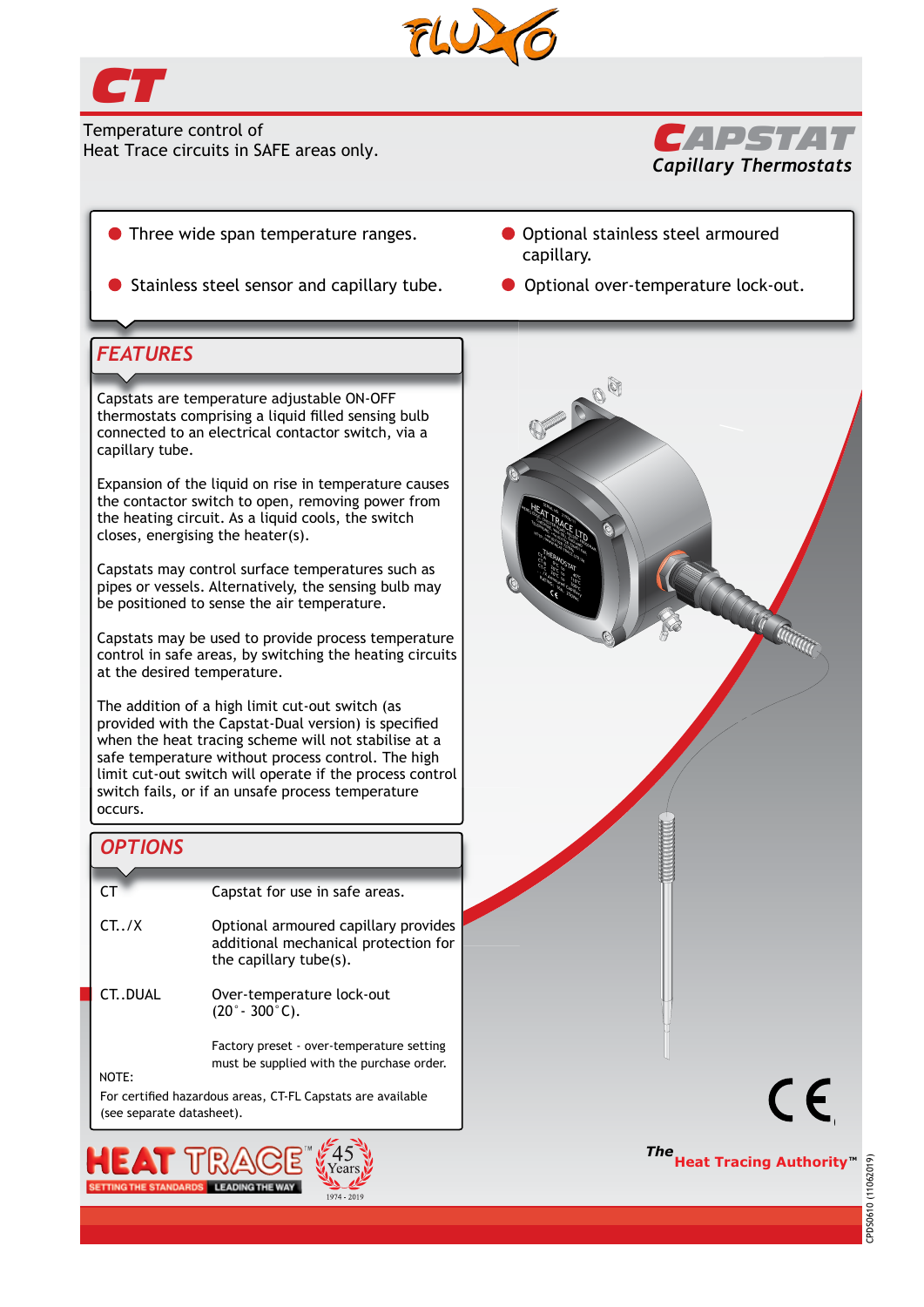# CT

Temperature control of
Heat Trace circuits in SAFE areas only.

## CAPSTAT
*Capillary Thermostats*

- Three wide span temperature ranges.
- Stainless steel sensor and capillary tube.
- Optional stainless steel armoured capillary.
- Optional over-temperature lock-out.

## FEATURES

Capstats are temperature adjustable ON-OFF thermostats comprising a liquid filled sensing bulb connected to an electrical contactor switch, via a capillary tube.

Expansion of the liquid on rise in temperature causes the contactor switch to open, removing power from the heating circuit. As a liquid cools, the switch closes, energising the heater(s).

Capstats may control surface temperatures such as pipes or vessels. Alternatively, the sensing bulb may be positioned to sense the air temperature.

Capstats may be used to provide process temperature control in safe areas, by switching the heating circuits at the desired temperature.

The addition of a high limit cut-out switch (as provided with the Capstat-Dual version) is specified when the heat tracing scheme will not stabilise at a safe temperature without process control. The high limit cut-out switch will operate if the process control switch fails, or if an unsafe process temperature occurs.

## OPTIONS

| | |
|---|---|
| CT | Capstat for use in safe areas. |
| CT../X | Optional armoured capillary provides additional mechanical protection for the capillary tube(s). |
| CT..DUAL | Over-temperature lock-out (20˚- 300˚C). |
| | Factory preset - over-temperature setting must be supplied with the purchase order. |

NOTE:
For certified hazardous areas, CT-FL Capstats are available (see separate datasheet).

HEAT TRACE™ SETTING THE STANDARDS LEADING THE WAY — 45 Years 1974 - 2019

*The* **Heat Tracing Authority™**

CPDS0610 (11062019)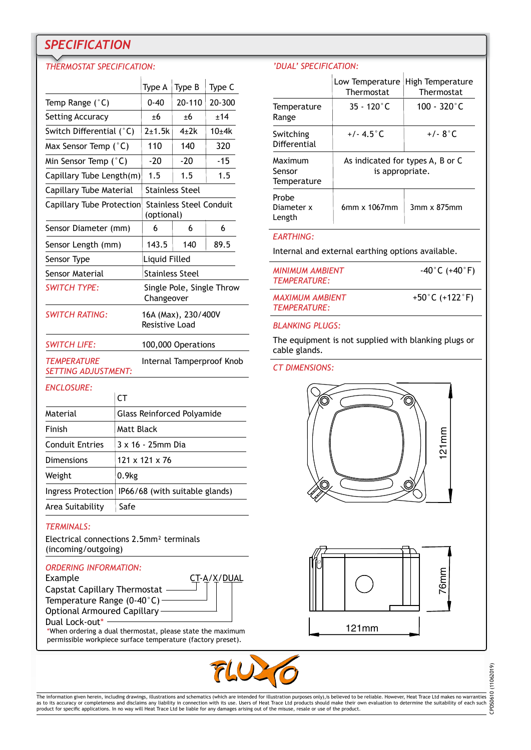# SPECIFICATION

## THERMOSTAT SPECIFICATION:

| | Type A | Type B | Type C |
|---|---|---|---|
| Temp Range (°C) | 0-40 | 20-110 | 20-300 |
| Setting Accuracy | ±6 | ±6 | ±14 |
| Switch Differential (°C) | 2±1.5k | 4±2k | 10±4k |
| Max Sensor Temp (°C) | 110 | 140 | 320 |
| Min Sensor Temp (°C) | -20 | -20 | -15 |
| Capillary Tube Length(m) | 1.5 | 1.5 | 1.5 |
| Capillary Tube Material | Stainless Steel | | |
| Capillary Tube Protection | Stainless Steel Conduit (optional) | | |
| Sensor Diameter (mm) | 6 | 6 | 6 |
| Sensor Length (mm) | 143.5 | 140 | 89.5 |
| Sensor Type | Liquid Filled | | |
| Sensor Material | Stainless Steel | | |

**SWITCH TYPE:** Single Pole, Single Throw Changeover

**SWITCH RATING:** 16A (Max), 230/400V Resistive Load

**SWITCH LIFE:** 100,000 Operations

**TEMPERATURE SETTING ADJUSTMENT:** Internal Tamperproof Knob

## ENCLOSURE:

| | CT |
|---|---|
| Material | Glass Reinforced Polyamide |
| Finish | Matt Black |
| Conduit Entries | 3 x 16 - 25mm Dia |
| Dimensions | 121 x 121 x 76 |
| Weight | 0.9kg |
| Ingress Protection | IP66/68 (with suitable glands) |
| Area Suitability | Safe |

## TERMINALS:

Electrical connections 2.5mm² terminals (incoming/outgoing)

## ORDERING INFORMATION:

Example CT-A/X/DUAL

- Capstat Capillary Thermostat (CT)
- Temperature Range (0-40°C) (A)
- Optional Armoured Capillary (X)
- Dual Lock-out* (DUAL)

*When ordering a dual thermostat, please state the maximum permissible workpiece surface temperature (factory preset).

## 'DUAL' SPECIFICATION:

| | Low Temperature Thermostat | High Temperature Thermostat |
|---|---|---|
| Temperature Range | 35 - 120°C | 100 - 320°C |
| Switching Differential | +/- 4.5°C | +/- 8°C |
| Maximum Sensor Temperature | As indicated for types A, B or C is appropriate. | |
| Probe Diameter x Length | 6mm x 1067mm | 3mm x 875mm |

## EARTHING:

Internal and external earthing options available.

**MINIMUM AMBIENT TEMPERATURE:** -40°C (+40°F)

**MAXIMUM AMBIENT TEMPERATURE:** +50°C (+122°F)

## BLANKING PLUGS:

The equipment is not supplied with blanking plugs or cable glands.

## CT DIMENSIONS:

121mm

76mm

121mm

The information given herein, including drawings, illustrations and schematics (which are intended for illustration purposes only),is believed to be reliable. However, Heat Trace Ltd makes no warranties as to its accuracy or completeness and disclaims any liability in connection with its use. Users of Heat Trace Ltd products should make their own evaluation to determine the suitability of each such product for specific applications. In no way will Heat Trace Ltd be liable for any damages arising out of the misuse, resale or use of the product.

CPDS0610 (11062019)